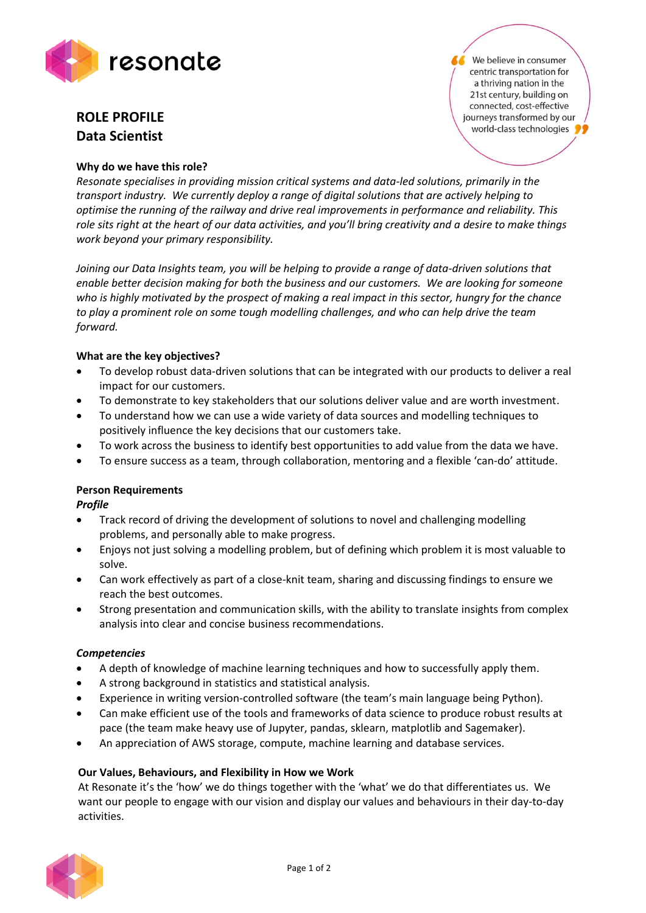resonate

# ROLE PROFILE
# Data Scientist

> We believe in consumer centric transportation for a thriving nation in the 21st century, building on connected, cost-effective journeys transformed by our world-class technologies

### Why do we have this role?

*Resonate specialises in providing mission critical systems and data-led solutions, primarily in the transport industry. We currently deploy a range of digital solutions that are actively helping to optimise the running of the railway and drive real improvements in performance and reliability. This role sits right at the heart of our data activities, and you'll bring creativity and a desire to make things work beyond your primary responsibility.*

*Joining our Data Insights team, you will be helping to provide a range of data-driven solutions that enable better decision making for both the business and our customers. We are looking for someone who is highly motivated by the prospect of making a real impact in this sector, hungry for the chance to play a prominent role on some tough modelling challenges, and who can help drive the team forward.*

### What are the key objectives?

- To develop robust data-driven solutions that can be integrated with our products to deliver a real impact for our customers.
- To demonstrate to key stakeholders that our solutions deliver value and are worth investment.
- To understand how we can use a wide variety of data sources and modelling techniques to positively influence the key decisions that our customers take.
- To work across the business to identify best opportunities to add value from the data we have.
- To ensure success as a team, through collaboration, mentoring and a flexible 'can-do' attitude.

### Person Requirements

***Profile***

- Track record of driving the development of solutions to novel and challenging modelling problems, and personally able to make progress.
- Enjoys not just solving a modelling problem, but of defining which problem it is most valuable to solve.
- Can work effectively as part of a close-knit team, sharing and discussing findings to ensure we reach the best outcomes.
- Strong presentation and communication skills, with the ability to translate insights from complex analysis into clear and concise business recommendations.

***Competencies***

- A depth of knowledge of machine learning techniques and how to successfully apply them.
- A strong background in statistics and statistical analysis.
- Experience in writing version-controlled software (the team's main language being Python).
- Can make efficient use of the tools and frameworks of data science to produce robust results at pace (the team make heavy use of Jupyter, pandas, sklearn, matplotlib and Sagemaker).
- An appreciation of AWS storage, compute, machine learning and database services.

### Our Values, Behaviours, and Flexibility in How we Work

At Resonate it's the 'how' we do things together with the 'what' we do that differentiates us. We want our people to engage with our vision and display our values and behaviours in their day-to-day activities.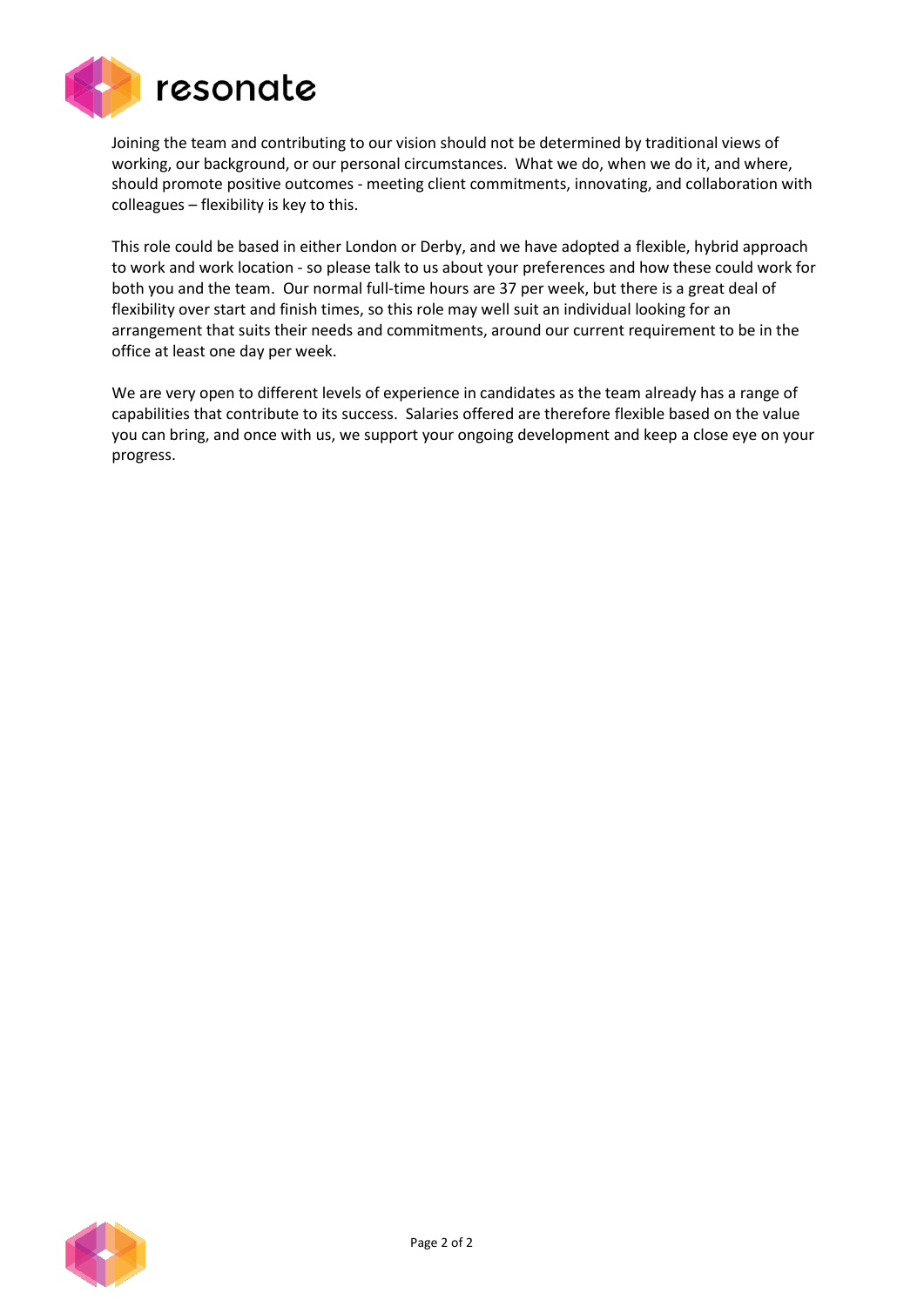Joining the team and contributing to our vision should not be determined by traditional views of working, our background, or our personal circumstances. What we do, when we do it, and where, should promote positive outcomes - meeting client commitments, innovating, and collaboration with colleagues – flexibility is key to this.

This role could be based in either London or Derby, and we have adopted a flexible, hybrid approach to work and work location - so please talk to us about your preferences and how these could work for both you and the team. Our normal full-time hours are 37 per week, but there is a great deal of flexibility over start and finish times, so this role may well suit an individual looking for an arrangement that suits their needs and commitments, around our current requirement to be in the office at least one day per week.

We are very open to different levels of experience in candidates as the team already has a range of capabilities that contribute to its success. Salaries offered are therefore flexible based on the value you can bring, and once with us, we support your ongoing development and keep a close eye on your progress.